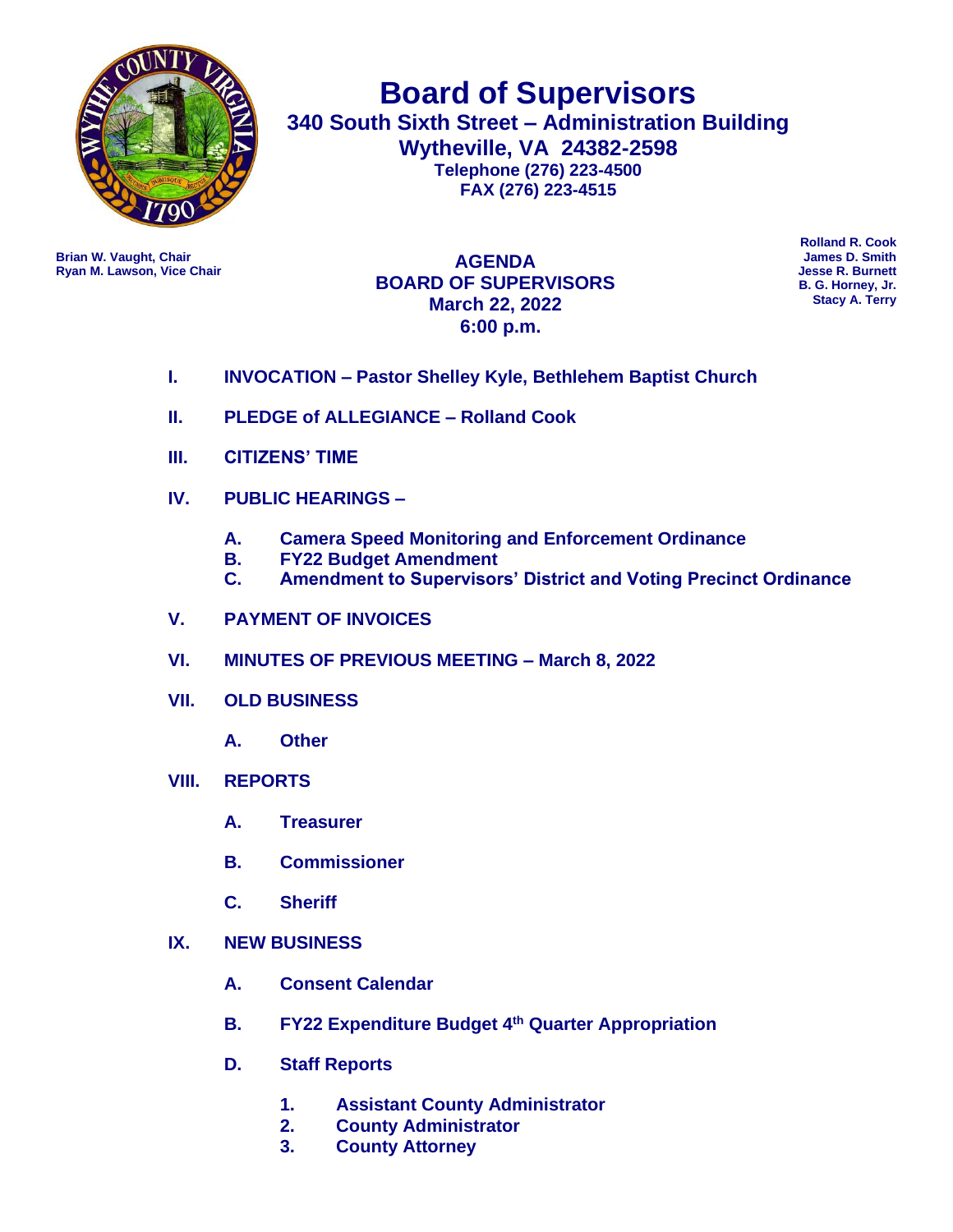# Board of Supervisors

**340 South Sixth Street – Administration Building**
**Wytheville, VA 24382-2598**
**Telephone (276) 223-4500**
**FAX (276) 223-4515**

**Brian W. Vaught, Chair**
**Ryan M. Lawson, Vice Chair**

**Rolland R. Cook**
**James D. Smith**
**Jesse R. Burnett**
**B. G. Horney, Jr.**
**Stacy A. Terry**

## AGENDA
## BOARD OF SUPERVISORS
## March 22, 2022
## 6:00 p.m.

**I. INVOCATION – Pastor Shelley Kyle, Bethlehem Baptist Church**

**II. PLEDGE of ALLEGIANCE – Rolland Cook**

**III. CITIZENS' TIME**

**IV. PUBLIC HEARINGS –**

- **A. Camera Speed Monitoring and Enforcement Ordinance**
- **B. FY22 Budget Amendment**
- **C. Amendment to Supervisors' District and Voting Precinct Ordinance**

**V. PAYMENT OF INVOICES**

**VI. MINUTES OF PREVIOUS MEETING – March 8, 2022**

**VII. OLD BUSINESS**

- **A. Other**

**VIII. REPORTS**

- **A. Treasurer**
- **B. Commissioner**
- **C. Sheriff**

**IX. NEW BUSINESS**

- **A. Consent Calendar**
- **B. FY22 Expenditure Budget 4th Quarter Appropriation**
- **D. Staff Reports**
  1. **Assistant County Administrator**
  2. **County Administrator**
  3. **County Attorney**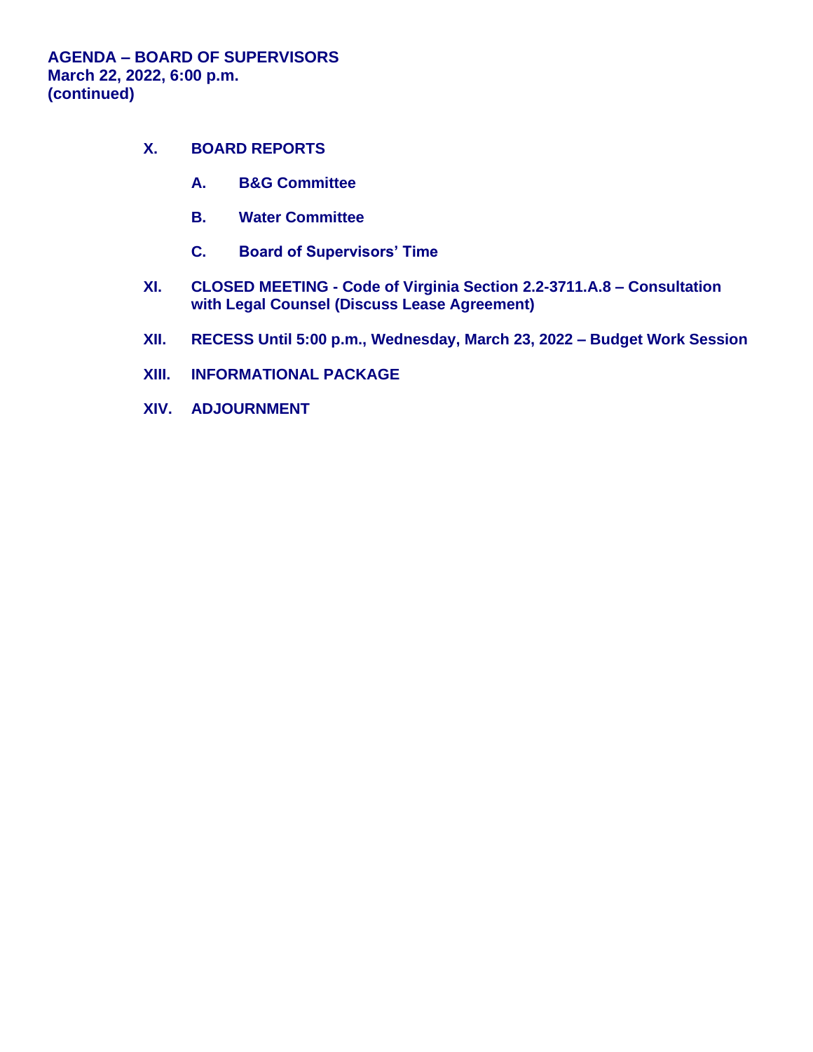**AGENDA – BOARD OF SUPERVISORS**
**March 22, 2022, 6:00 p.m.**
**(continued)**

**X. BOARD REPORTS**

- **A. B&G Committee**
- **B. Water Committee**
- **C. Board of Supervisors' Time**

**XI. CLOSED MEETING - Code of Virginia Section 2.2-3711.A.8 – Consultation with Legal Counsel (Discuss Lease Agreement)**

**XII. RECESS Until 5:00 p.m., Wednesday, March 23, 2022 – Budget Work Session**

**XIII. INFORMATIONAL PACKAGE**

**XIV. ADJOURNMENT**